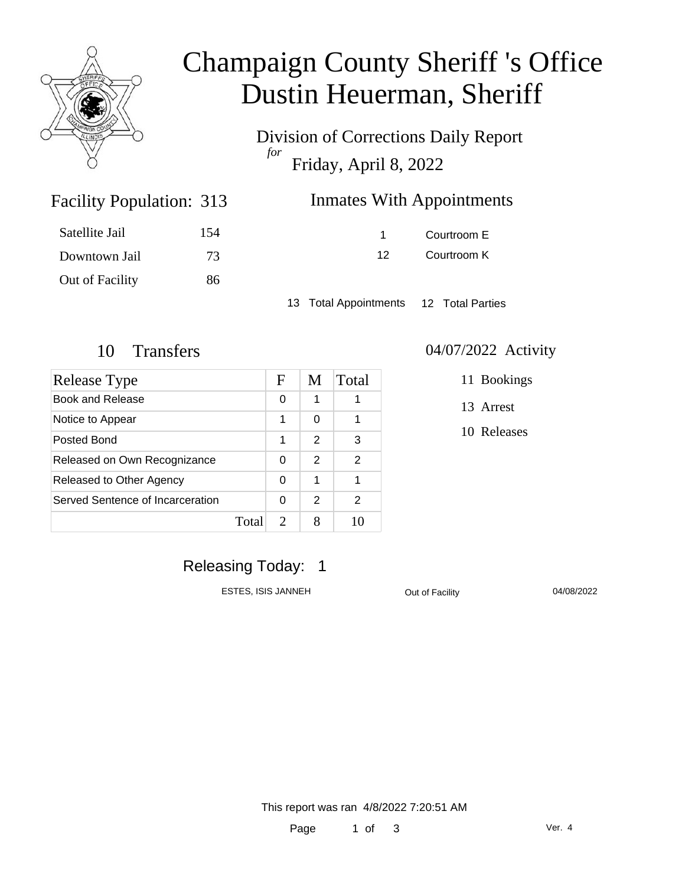# Champaign County Sheriff 's Office
# Dustin Heuerman, Sheriff

Division of Corrections Daily Report
*for*
Friday, April 8, 2022

## Facility Population: 313

| | |
|---|---|
| Satellite Jail | 154 |
| Downtown Jail | 73 |
| Out of Facility | 86 |

## Inmates With Appointments

| | |
|---|---|
| 1 | Courtroom E |
| 12 | Courtroom K |

13 Total Appointments 12 Total Parties

## 10 Transfers

| Release Type | F | M | Total |
|---|---|---|---|
| Book and Release | 0 | 1 | 1 |
| Notice to Appear | 1 | 0 | 1 |
| Posted Bond | 1 | 2 | 3 |
| Released on Own Recognizance | 0 | 2 | 2 |
| Released to Other Agency | 0 | 1 | 1 |
| Served Sentence of Incarceration | 0 | 2 | 2 |
| Total | 2 | 8 | 10 |

## 04/07/2022 Activity

- 11 Bookings
- 13 Arrest
- 10 Releases

## Releasing Today: 1

| | | |
|---|---|---|
| ESTES, ISIS JANNEH | Out of Facility | 04/08/2022 |

This report was ran 4/8/2022 7:20:51 AM

Ver. 4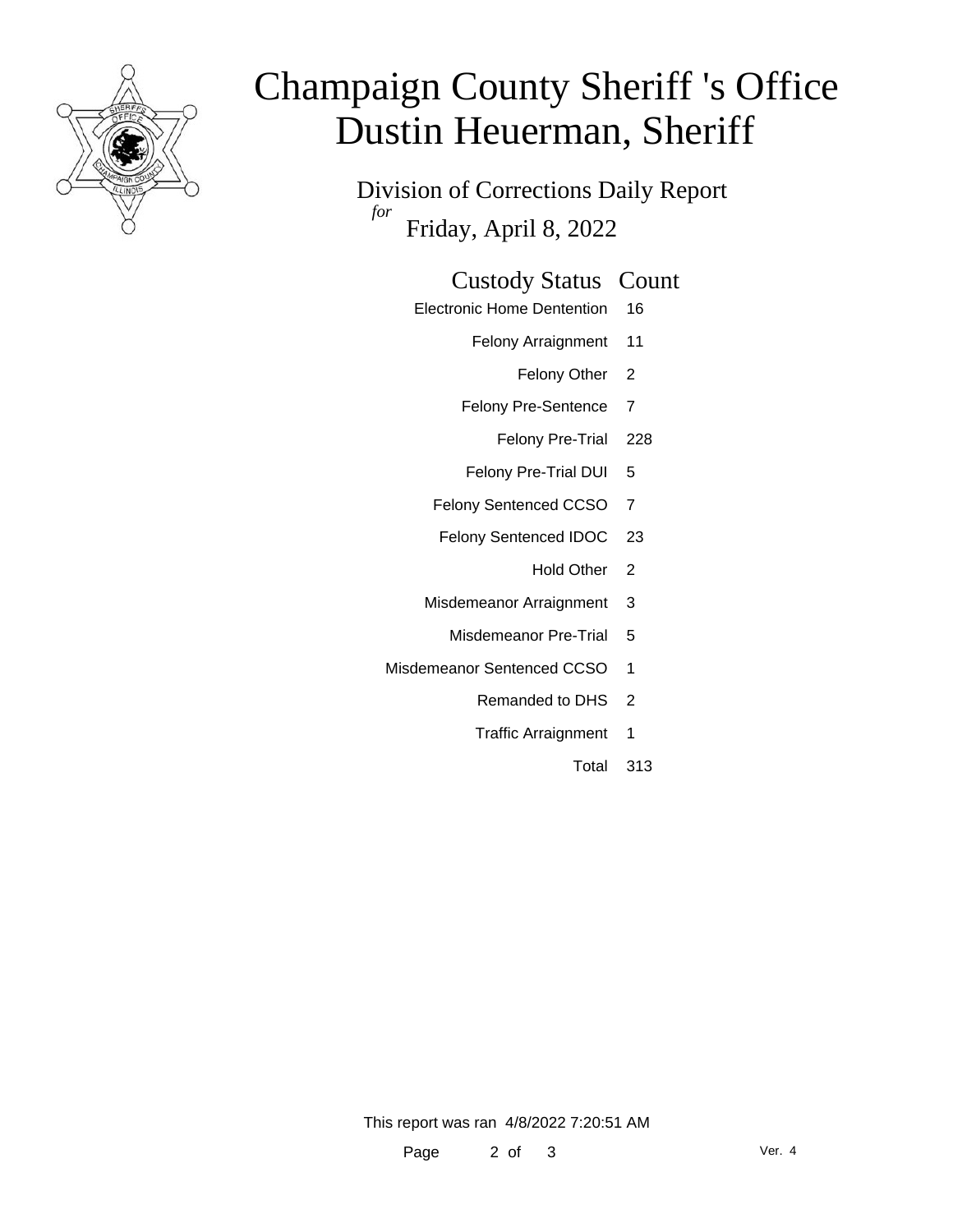# Champaign County Sheriff 's Office
# Dustin Heuerman, Sheriff

Division of Corrections Daily Report

*for*

Friday, April 8, 2022

| Custody Status | Count |
|---|---|
| Electronic Home Dentention | 16 |
| Felony Arraignment | 11 |
| Felony Other | 2 |
| Felony Pre-Sentence | 7 |
| Felony Pre-Trial | 228 |
| Felony Pre-Trial DUI | 5 |
| Felony Sentenced CCSO | 7 |
| Felony Sentenced IDOC | 23 |
| Hold Other | 2 |
| Misdemeanor Arraignment | 3 |
| Misdemeanor Pre-Trial | 5 |
| Misdemeanor Sentenced CCSO | 1 |
| Remanded to DHS | 2 |
| Traffic Arraignment | 1 |
| Total | 313 |

This report was ran 4/8/2022 7:20:51 AM

Ver. 4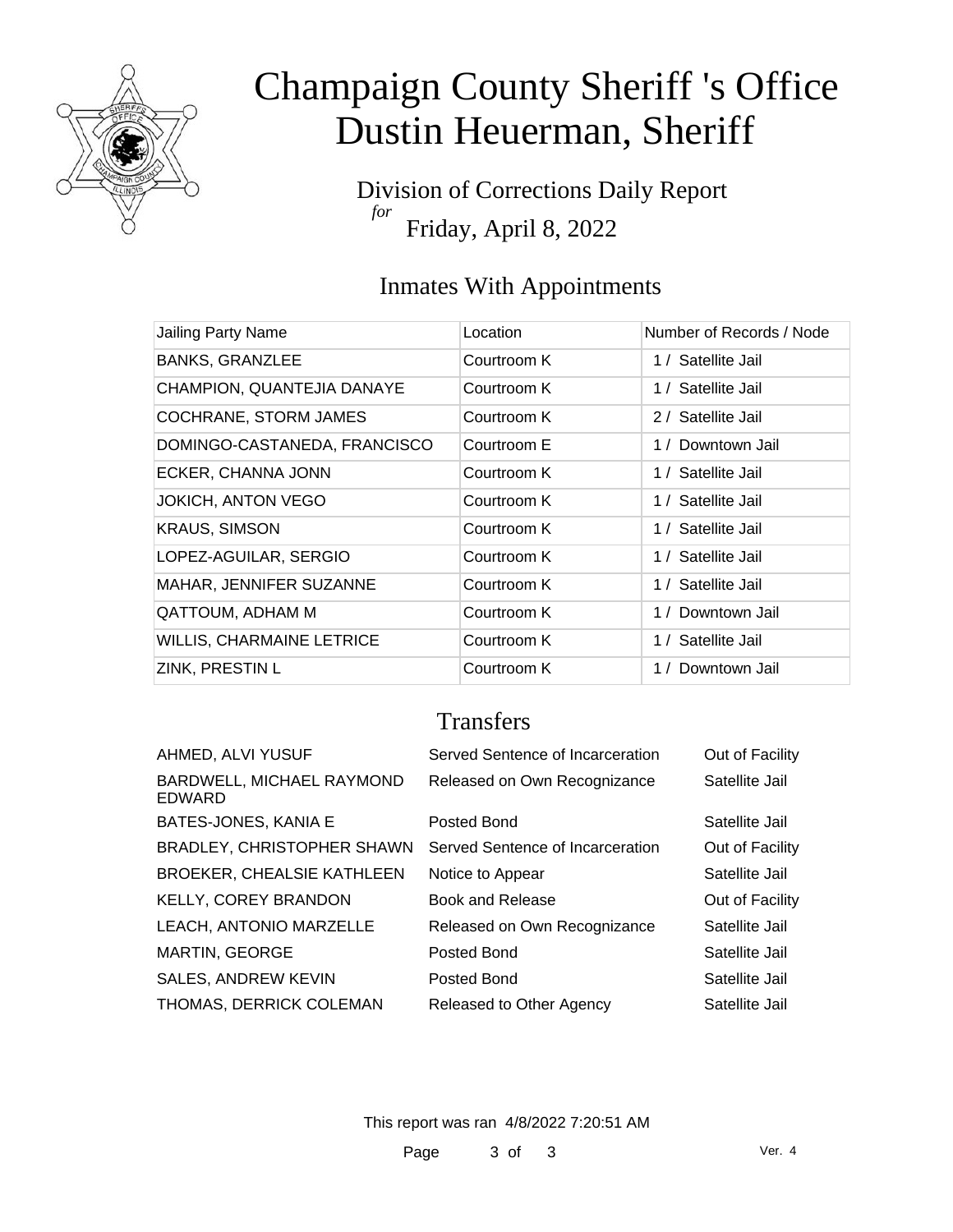# Champaign County Sheriff 's Office
# Dustin Heuerman, Sheriff

Division of Corrections Daily Report
*for*
Friday, April 8, 2022

## Inmates With Appointments

| Jailing Party Name | Location | Number of Records / Node |
|---|---|---|
| BANKS, GRANZLEE | Courtroom K | 1 / Satellite Jail |
| CHAMPION, QUANTEJIA DANAYE | Courtroom K | 1 / Satellite Jail |
| COCHRANE, STORM JAMES | Courtroom K | 2 / Satellite Jail |
| DOMINGO-CASTANEDA, FRANCISCO | Courtroom E | 1 / Downtown Jail |
| ECKER, CHANNA JONN | Courtroom K | 1 / Satellite Jail |
| JOKICH, ANTON VEGO | Courtroom K | 1 / Satellite Jail |
| KRAUS, SIMSON | Courtroom K | 1 / Satellite Jail |
| LOPEZ-AGUILAR, SERGIO | Courtroom K | 1 / Satellite Jail |
| MAHAR, JENNIFER SUZANNE | Courtroom K | 1 / Satellite Jail |
| QATTOUM, ADHAM M | Courtroom K | 1 / Downtown Jail |
| WILLIS, CHARMAINE LETRICE | Courtroom K | 1 / Satellite Jail |
| ZINK, PRESTIN L | Courtroom K | 1 / Downtown Jail |

## Transfers

| | | |
|---|---|---|
| AHMED, ALVI YUSUF | Served Sentence of Incarceration | Out of Facility |
| BARDWELL, MICHAEL RAYMOND EDWARD | Released on Own Recognizance | Satellite Jail |
| BATES-JONES, KANIA E | Posted Bond | Satellite Jail |
| BRADLEY, CHRISTOPHER SHAWN | Served Sentence of Incarceration | Out of Facility |
| BROEKER, CHEALSIE KATHLEEN | Notice to Appear | Satellite Jail |
| KELLY, COREY BRANDON | Book and Release | Out of Facility |
| LEACH, ANTONIO MARZELLE | Released on Own Recognizance | Satellite Jail |
| MARTIN, GEORGE | Posted Bond | Satellite Jail |
| SALES, ANDREW KEVIN | Posted Bond | Satellite Jail |
| THOMAS, DERRICK COLEMAN | Released to Other Agency | Satellite Jail |

This report was ran 4/8/2022 7:20:51 AM